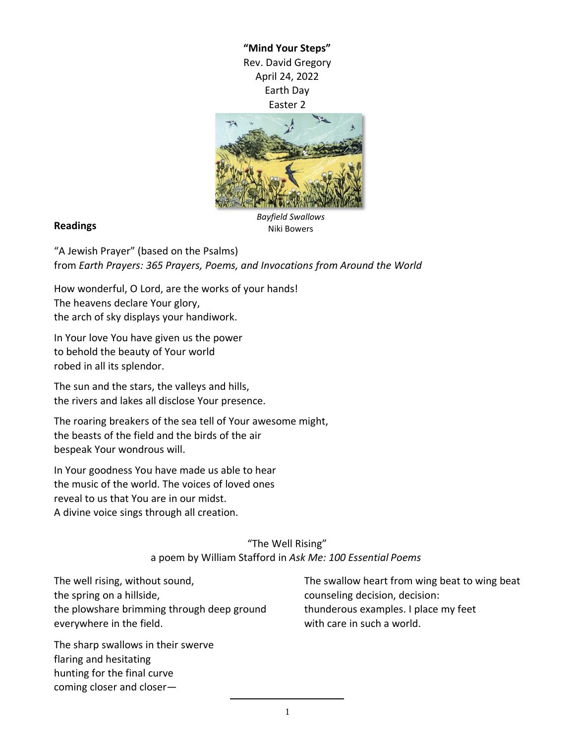**"Mind Your Steps"**
Rev. David Gregory
April 24, 2022
Earth Day
Easter 2

*Bayfield Swallows*
Niki Bowers

**Readings**

"A Jewish Prayer" (based on the Psalms)
from *Earth Prayers: 365 Prayers, Poems, and Invocations from Around the World*

How wonderful, O Lord, are the works of your hands!
The heavens declare Your glory,
the arch of sky displays your handiwork.

In Your love You have given us the power
to behold the beauty of Your world
robed in all its splendor.

The sun and the stars, the valleys and hills,
the rivers and lakes all disclose Your presence.

The roaring breakers of the sea tell of Your awesome might,
the beasts of the field and the birds of the air
bespeak Your wondrous will.

In Your goodness You have made us able to hear
the music of the world. The voices of loved ones
reveal to us that You are in our midst.
A divine voice sings through all creation.

"The Well Rising"
a poem by William Stafford in *Ask Me: 100 Essential Poems*

The well rising, without sound,
the spring on a hillside,
the plowshare brimming through deep ground
everywhere in the field.

The sharp swallows in their swerve
flaring and hesitating
hunting for the final curve
coming closer and closer—

The swallow heart from wing beat to wing beat
counseling decision, decision:
thunderous examples. I place my feet
with care in such a world.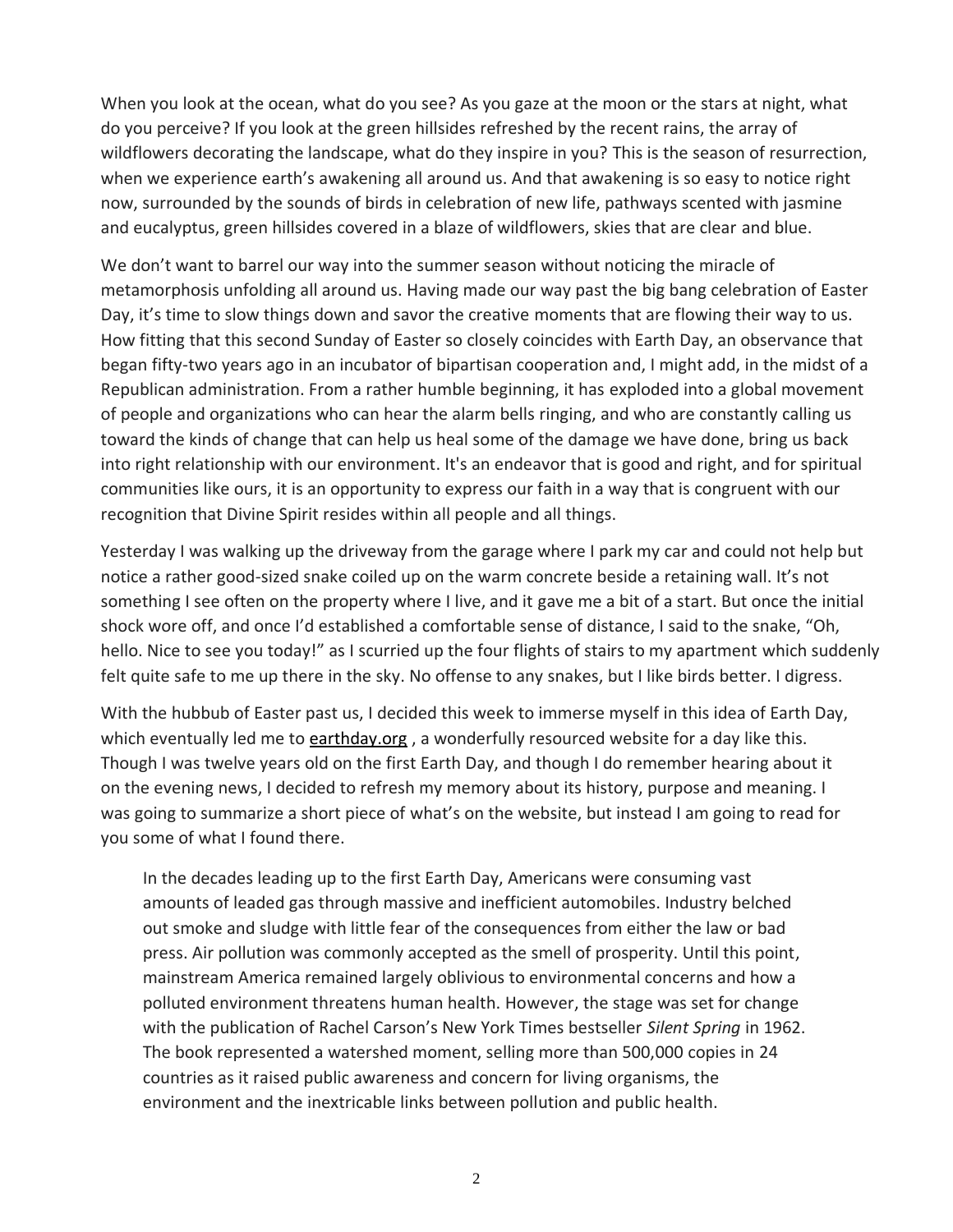When you look at the ocean, what do you see? As you gaze at the moon or the stars at night, what do you perceive? If you look at the green hillsides refreshed by the recent rains, the array of wildflowers decorating the landscape, what do they inspire in you? This is the season of resurrection, when we experience earth's awakening all around us. And that awakening is so easy to notice right now, surrounded by the sounds of birds in celebration of new life, pathways scented with jasmine and eucalyptus, green hillsides covered in a blaze of wildflowers, skies that are clear and blue.

We don't want to barrel our way into the summer season without noticing the miracle of metamorphosis unfolding all around us. Having made our way past the big bang celebration of Easter Day, it's time to slow things down and savor the creative moments that are flowing their way to us. How fitting that this second Sunday of Easter so closely coincides with Earth Day, an observance that began fifty-two years ago in an incubator of bipartisan cooperation and, I might add, in the midst of a Republican administration. From a rather humble beginning, it has exploded into a global movement of people and organizations who can hear the alarm bells ringing, and who are constantly calling us toward the kinds of change that can help us heal some of the damage we have done, bring us back into right relationship with our environment. It's an endeavor that is good and right, and for spiritual communities like ours, it is an opportunity to express our faith in a way that is congruent with our recognition that Divine Spirit resides within all people and all things.

Yesterday I was walking up the driveway from the garage where I park my car and could not help but notice a rather good-sized snake coiled up on the warm concrete beside a retaining wall. It's not something I see often on the property where I live, and it gave me a bit of a start. But once the initial shock wore off, and once I'd established a comfortable sense of distance, I said to the snake, "Oh, hello. Nice to see you today!" as I scurried up the four flights of stairs to my apartment which suddenly felt quite safe to me up there in the sky. No offense to any snakes, but I like birds better. I digress.

With the hubbub of Easter past us, I decided this week to immerse myself in this idea of Earth Day, which eventually led me to earthday.org , a wonderfully resourced website for a day like this. Though I was twelve years old on the first Earth Day, and though I do remember hearing about it on the evening news, I decided to refresh my memory about its history, purpose and meaning. I was going to summarize a short piece of what's on the website, but instead I am going to read for you some of what I found there.

> In the decades leading up to the first Earth Day, Americans were consuming vast amounts of leaded gas through massive and inefficient automobiles. Industry belched out smoke and sludge with little fear of the consequences from either the law or bad press. Air pollution was commonly accepted as the smell of prosperity. Until this point, mainstream America remained largely oblivious to environmental concerns and how a polluted environment threatens human health. However, the stage was set for change with the publication of Rachel Carson's New York Times bestseller *Silent Spring* in 1962. The book represented a watershed moment, selling more than 500,000 copies in 24 countries as it raised public awareness and concern for living organisms, the environment and the inextricable links between pollution and public health.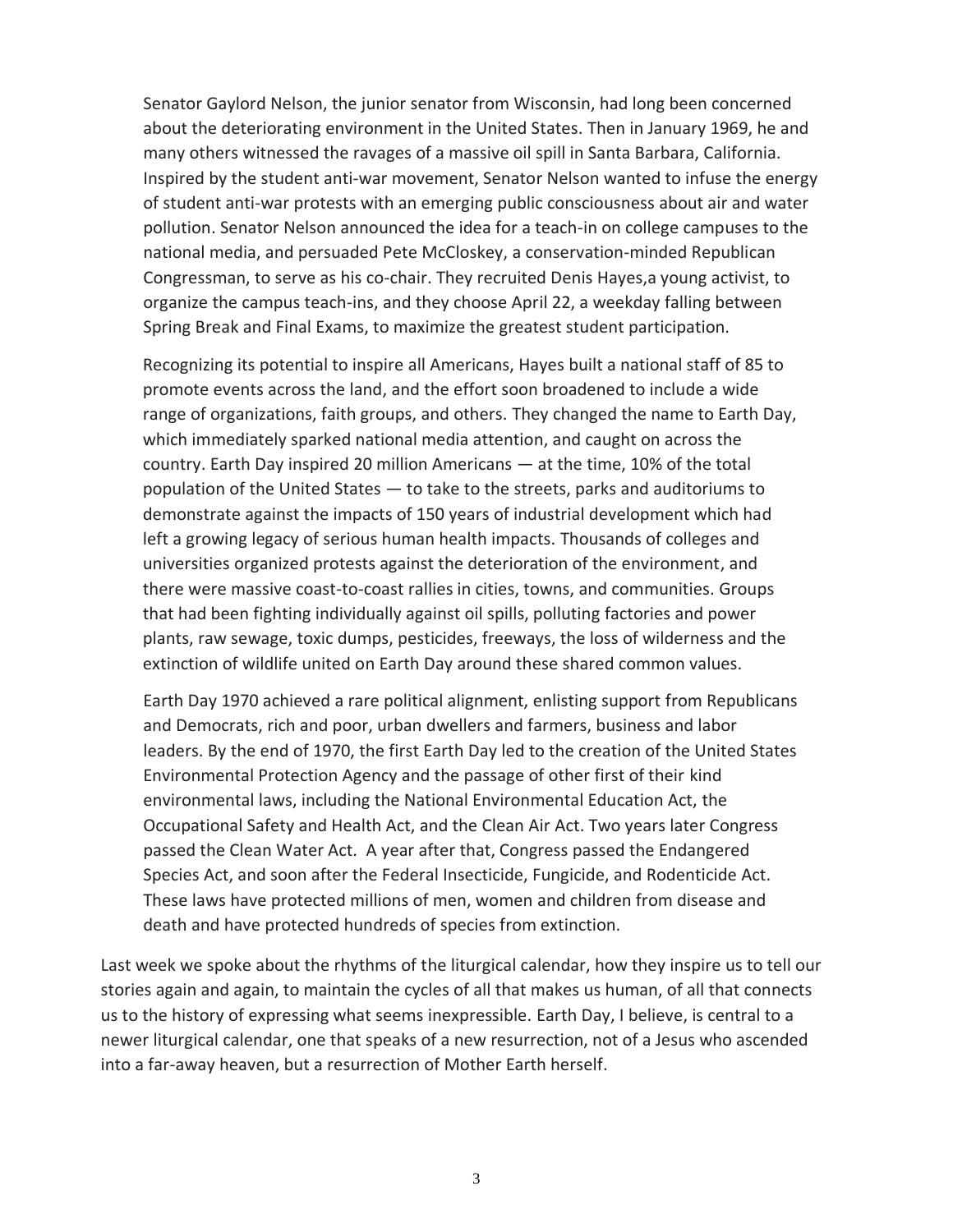> Senator Gaylord Nelson, the junior senator from Wisconsin, had long been concerned about the deteriorating environment in the United States. Then in January 1969, he and many others witnessed the ravages of a massive oil spill in Santa Barbara, California. Inspired by the student anti-war movement, Senator Nelson wanted to infuse the energy of student anti-war protests with an emerging public consciousness about air and water pollution. Senator Nelson announced the idea for a teach-in on college campuses to the national media, and persuaded Pete McCloskey, a conservation-minded Republican Congressman, to serve as his co-chair. They recruited Denis Hayes,a young activist, to organize the campus teach-ins, and they choose April 22, a weekday falling between Spring Break and Final Exams, to maximize the greatest student participation.
>
> Recognizing its potential to inspire all Americans, Hayes built a national staff of 85 to promote events across the land, and the effort soon broadened to include a wide range of organizations, faith groups, and others. They changed the name to Earth Day, which immediately sparked national media attention, and caught on across the country. Earth Day inspired 20 million Americans — at the time, 10% of the total population of the United States — to take to the streets, parks and auditoriums to demonstrate against the impacts of 150 years of industrial development which had left a growing legacy of serious human health impacts. Thousands of colleges and universities organized protests against the deterioration of the environment, and there were massive coast-to-coast rallies in cities, towns, and communities. Groups that had been fighting individually against oil spills, polluting factories and power plants, raw sewage, toxic dumps, pesticides, freeways, the loss of wilderness and the extinction of wildlife united on Earth Day around these shared common values.
>
> Earth Day 1970 achieved a rare political alignment, enlisting support from Republicans and Democrats, rich and poor, urban dwellers and farmers, business and labor leaders. By the end of 1970, the first Earth Day led to the creation of the United States Environmental Protection Agency and the passage of other first of their kind environmental laws, including the National Environmental Education Act, the Occupational Safety and Health Act, and the Clean Air Act. Two years later Congress passed the Clean Water Act. A year after that, Congress passed the Endangered Species Act, and soon after the Federal Insecticide, Fungicide, and Rodenticide Act. These laws have protected millions of men, women and children from disease and death and have protected hundreds of species from extinction.

Last week we spoke about the rhythms of the liturgical calendar, how they inspire us to tell our stories again and again, to maintain the cycles of all that makes us human, of all that connects us to the history of expressing what seems inexpressible. Earth Day, I believe, is central to a newer liturgical calendar, one that speaks of a new resurrection, not of a Jesus who ascended into a far-away heaven, but a resurrection of Mother Earth herself.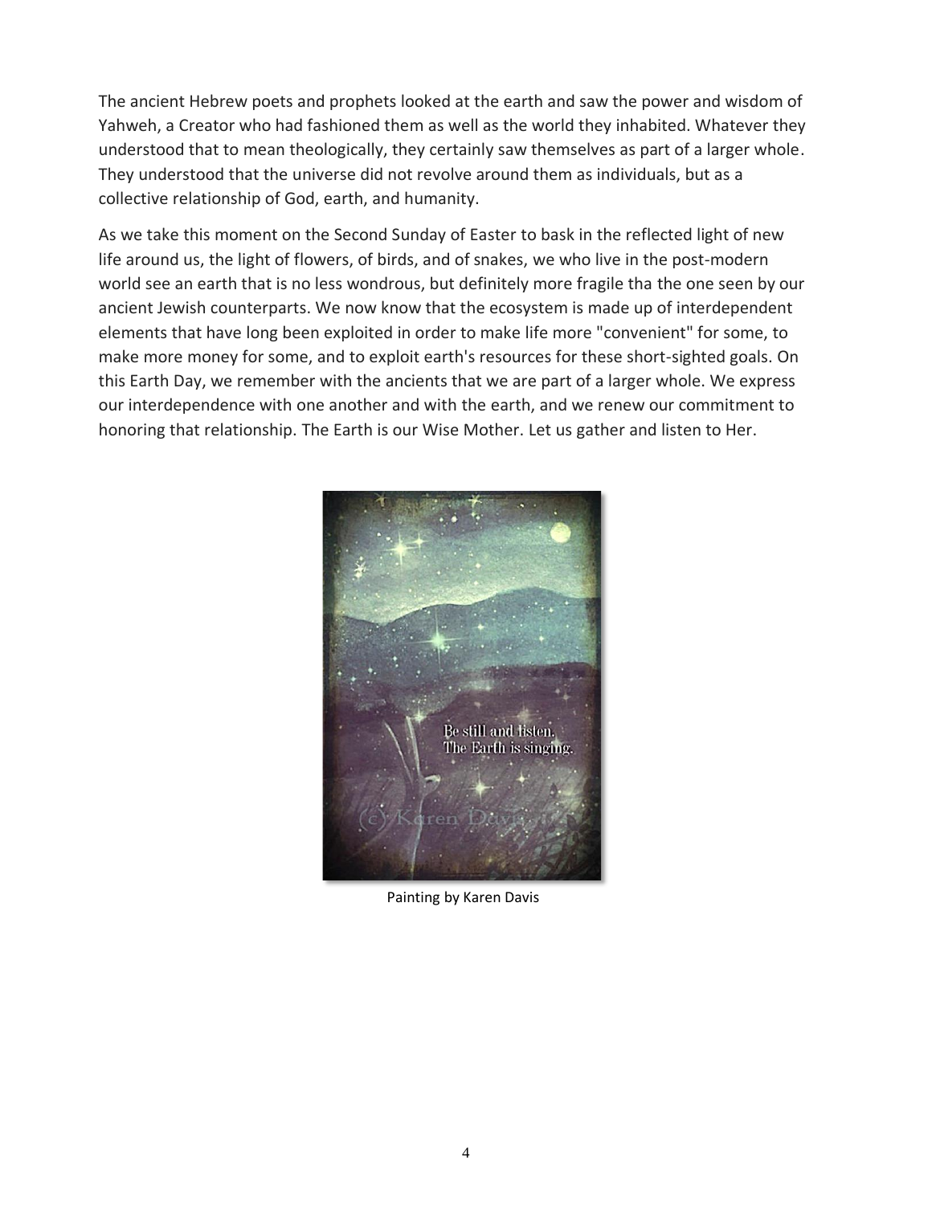The ancient Hebrew poets and prophets looked at the earth and saw the power and wisdom of Yahweh, a Creator who had fashioned them as well as the world they inhabited. Whatever they understood that to mean theologically, they certainly saw themselves as part of a larger whole. They understood that the universe did not revolve around them as individuals, but as a collective relationship of God, earth, and humanity.

As we take this moment on the Second Sunday of Easter to bask in the reflected light of new life around us, the light of flowers, of birds, and of snakes, we who live in the post-modern world see an earth that is no less wondrous, but definitely more fragile tha the one seen by our ancient Jewish counterparts. We now know that the ecosystem is made up of interdependent elements that have long been exploited in order to make life more "convenient" for some, to make more money for some, and to exploit earth's resources for these short-sighted goals. On this Earth Day, we remember with the ancients that we are part of a larger whole. We express our interdependence with one another and with the earth, and we renew our commitment to honoring that relationship. The Earth is our Wise Mother. Let us gather and listen to Her.

Painting by Karen Davis